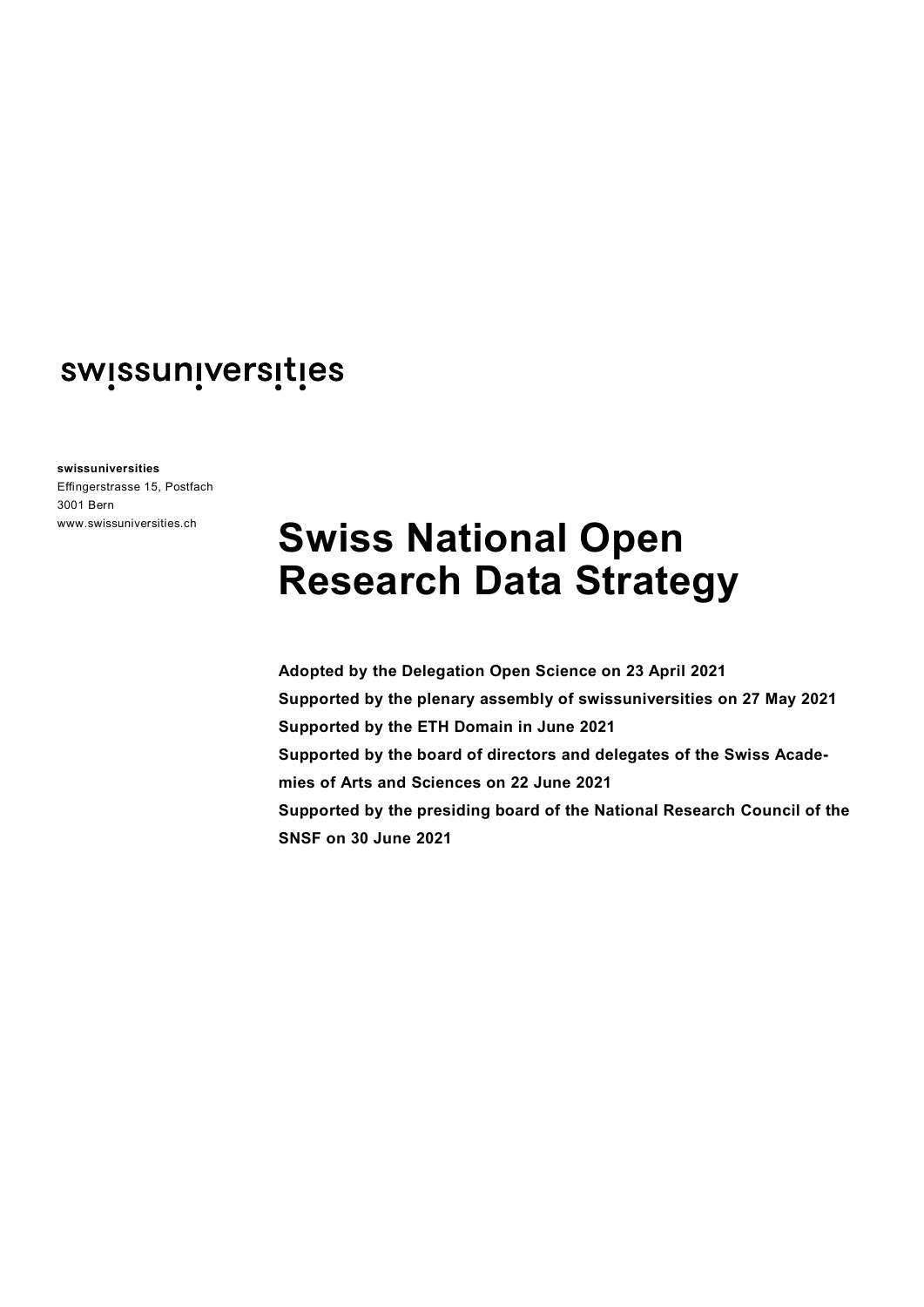swissuniversities

**swissuniversities**
Effingerstrasse 15, Postfach
3001 Bern
www.swissuniversities.ch

# Swiss National Open Research Data Strategy

**Adopted by the Delegation Open Science on 23 April 2021**
**Supported by the plenary assembly of swissuniversities on 27 May 2021**
**Supported by the ETH Domain in June 2021**
**Supported by the board of directors and delegates of the Swiss Academies of Arts and Sciences on 22 June 2021**
**Supported by the presiding board of the National Research Council of the SNSF on 30 June 2021**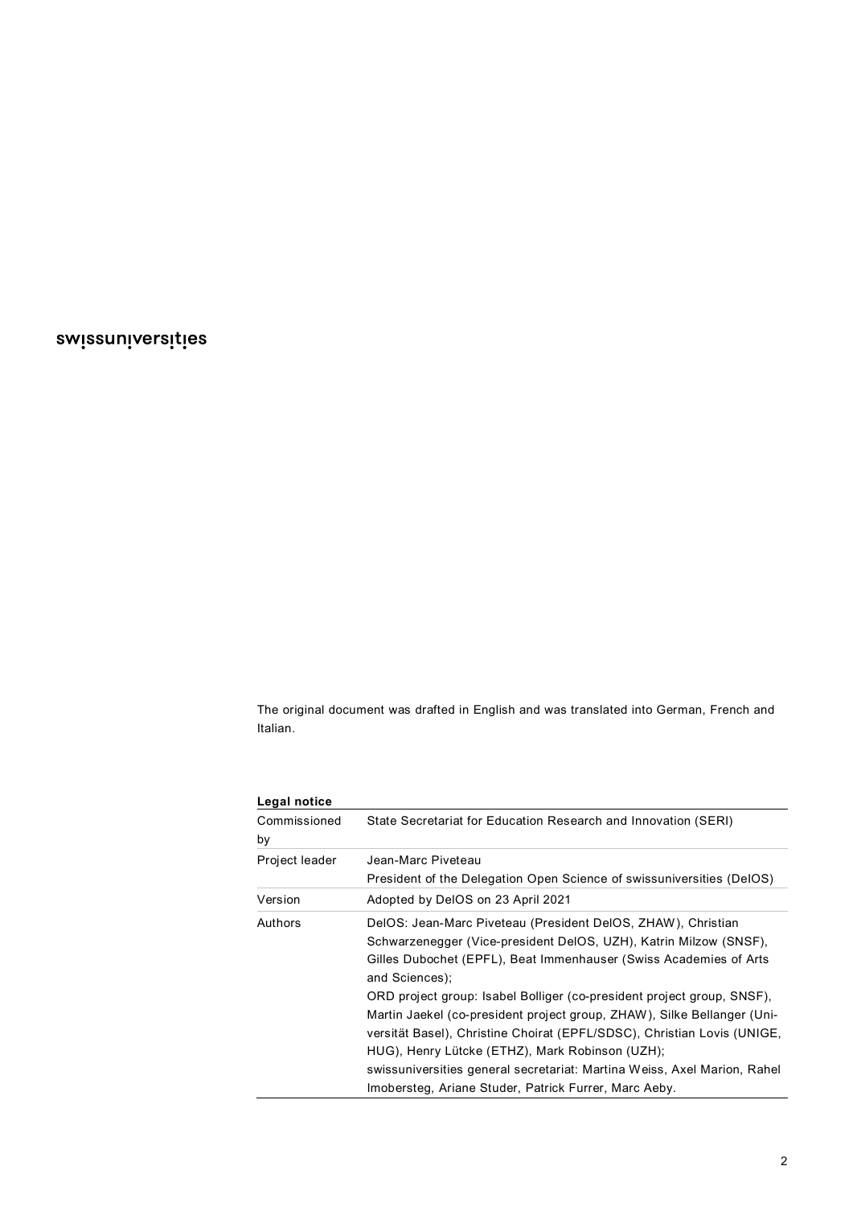swissuniversities

The original document was drafted in English and was translated into German, French and Italian.

| **Legal notice** | |
|---|---|
| Commissioned by | State Secretariat for Education Research and Innovation (SERI) |
| Project leader | Jean-Marc Piveteau<br>President of the Delegation Open Science of swissuniversities (DelOS) |
| Version | Adopted by DelOS on 23 April 2021 |
| Authors | DelOS: Jean-Marc Piveteau (President DelOS, ZHAW), Christian Schwarzenegger (Vice-president DelOS, UZH), Katrin Milzow (SNSF), Gilles Dubochet (EPFL), Beat Immenhauser (Swiss Academies of Arts and Sciences);<br>ORD project group: Isabel Bolliger (co-president project group, SNSF), Martin Jaekel (co-president project group, ZHAW), Silke Bellanger (Universität Basel), Christine Choirat (EPFL/SDSC), Christian Lovis (UNIGE, HUG), Henry Lütcke (ETHZ), Mark Robinson (UZH);<br>swissuniversities general secretariat: Martina Weiss, Axel Marion, Rahel Imobersteg, Ariane Studer, Patrick Furrer, Marc Aeby. |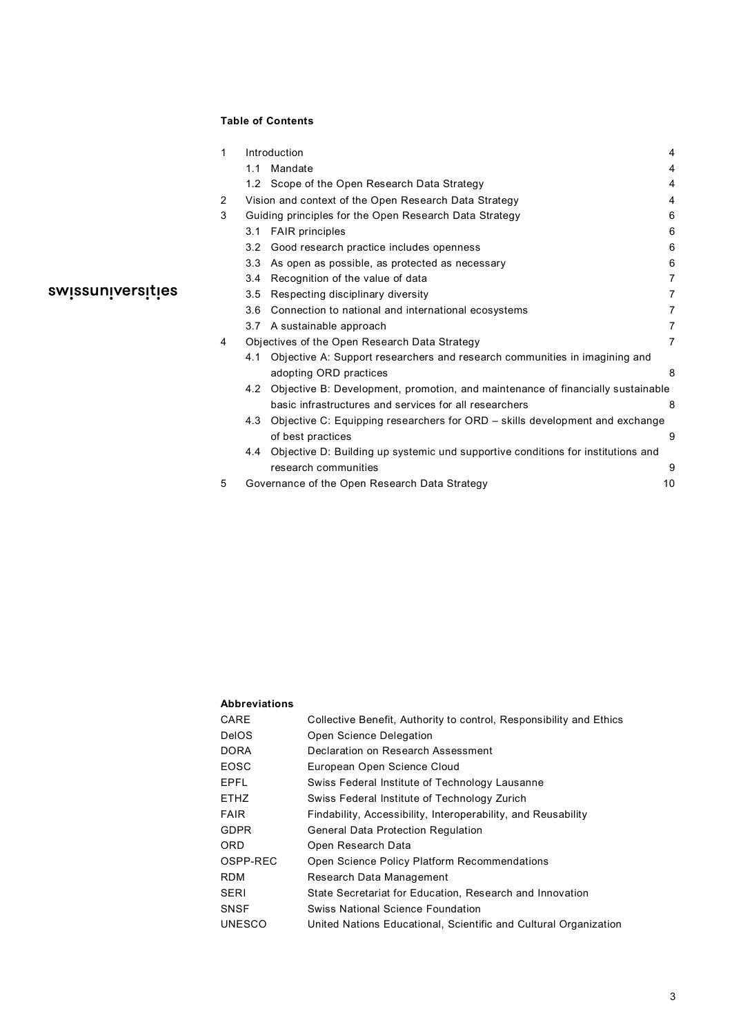**Table of Contents**

| | | |
|---|---|---|
| 1 | Introduction | 4 |
| | 1.1 Mandate | 4 |
| | 1.2 Scope of the Open Research Data Strategy | 4 |
| 2 | Vision and context of the Open Research Data Strategy | 4 |
| 3 | Guiding principles for the Open Research Data Strategy | 6 |
| | 3.1 FAIR principles | 6 |
| | 3.2 Good research practice includes openness | 6 |
| | 3.3 As open as possible, as protected as necessary | 6 |
| | 3.4 Recognition of the value of data | 7 |
| | 3.5 Respecting disciplinary diversity | 7 |
| | 3.6 Connection to national and international ecosystems | 7 |
| | 3.7 A sustainable approach | 7 |
| 4 | Objectives of the Open Research Data Strategy | 7 |
| | 4.1 Objective A: Support researchers and research communities in imagining and adopting ORD practices | 8 |
| | 4.2 Objective B: Development, promotion, and maintenance of financially sustainable basic infrastructures and services for all researchers | 8 |
| | 4.3 Objective C: Equipping researchers for ORD – skills development and exchange of best practices | 9 |
| | 4.4 Objective D: Building up systemic und supportive conditions for institutions and research communities | 9 |
| 5 | Governance of the Open Research Data Strategy | 10 |

**Abbreviations**

| | |
|---|---|
| CARE | Collective Benefit, Authority to control, Responsibility and Ethics |
| DelOS | Open Science Delegation |
| DORA | Declaration on Research Assessment |
| EOSC | European Open Science Cloud |
| EPFL | Swiss Federal Institute of Technology Lausanne |
| ETHZ | Swiss Federal Institute of Technology Zurich |
| FAIR | Findability, Accessibility, Interoperability, and Reusability |
| GDPR | General Data Protection Regulation |
| ORD | Open Research Data |
| OSPP-REC | Open Science Policy Platform Recommendations |
| RDM | Research Data Management |
| SERI | State Secretariat for Education, Research and Innovation |
| SNSF | Swiss National Science Foundation |
| UNESCO | United Nations Educational, Scientific and Cultural Organization |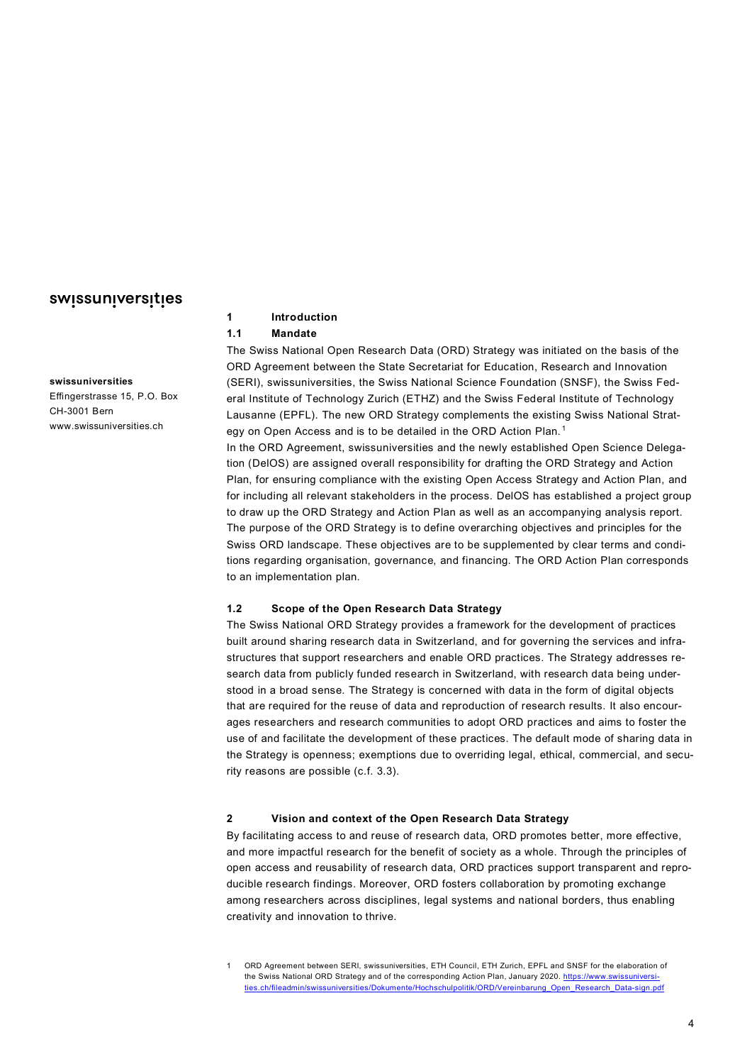swissuniversities

**swissuniversities**
Effingerstrasse 15, P.O. Box
CH-3001 Bern
www.swissuniversities.ch

# 1 Introduction

## 1.1 Mandate

The Swiss National Open Research Data (ORD) Strategy was initiated on the basis of the ORD Agreement between the State Secretariat for Education, Research and Innovation (SERI), swissuniversities, the Swiss National Science Foundation (SNSF), the Swiss Federal Institute of Technology Zurich (ETHZ) and the Swiss Federal Institute of Technology Lausanne (EPFL). The new ORD Strategy complements the existing Swiss National Strategy on Open Access and is to be detailed in the ORD Action Plan.[1]

In the ORD Agreement, swissuniversities and the newly established Open Science Delegation (DelOS) are assigned overall responsibility for drafting the ORD Strategy and Action Plan, for ensuring compliance with the existing Open Access Strategy and Action Plan, and for including all relevant stakeholders in the process. DelOS has established a project group to draw up the ORD Strategy and Action Plan as well as an accompanying analysis report. The purpose of the ORD Strategy is to define overarching objectives and principles for the Swiss ORD landscape. These objectives are to be supplemented by clear terms and conditions regarding organisation, governance, and financing. The ORD Action Plan corresponds to an implementation plan.

## 1.2 Scope of the Open Research Data Strategy

The Swiss National ORD Strategy provides a framework for the development of practices built around sharing research data in Switzerland, and for governing the services and infrastructures that support researchers and enable ORD practices. The Strategy addresses research data from publicly funded research in Switzerland, with research data being understood in a broad sense. The Strategy is concerned with data in the form of digital objects that are required for the reuse of data and reproduction of research results. It also encourages researchers and research communities to adopt ORD practices and aims to foster the use of and facilitate the development of these practices. The default mode of sharing data in the Strategy is openness; exemptions due to overriding legal, ethical, commercial, and security reasons are possible (c.f. 3.3).

# 2 Vision and context of the Open Research Data Strategy

By facilitating access to and reuse of research data, ORD promotes better, more effective, and more impactful research for the benefit of society as a whole. Through the principles of open access and reusability of research data, ORD practices support transparent and reproducible research findings. Moreover, ORD fosters collaboration by promoting exchange among researchers across disciplines, legal systems and national borders, thus enabling creativity and innovation to thrive.

---

1 ORD Agreement between SERI, swissuniversities, ETH Council, ETH Zurich, EPFL and SNSF for the elaboration of the Swiss National ORD Strategy and of the corresponding Action Plan, January 2020. https://www.swissuniversities.ch/fileadmin/swissuniversities/Dokumente/Hochschulpolitik/ORD/Vereinbarung_Open_Research_Data-sign.pdf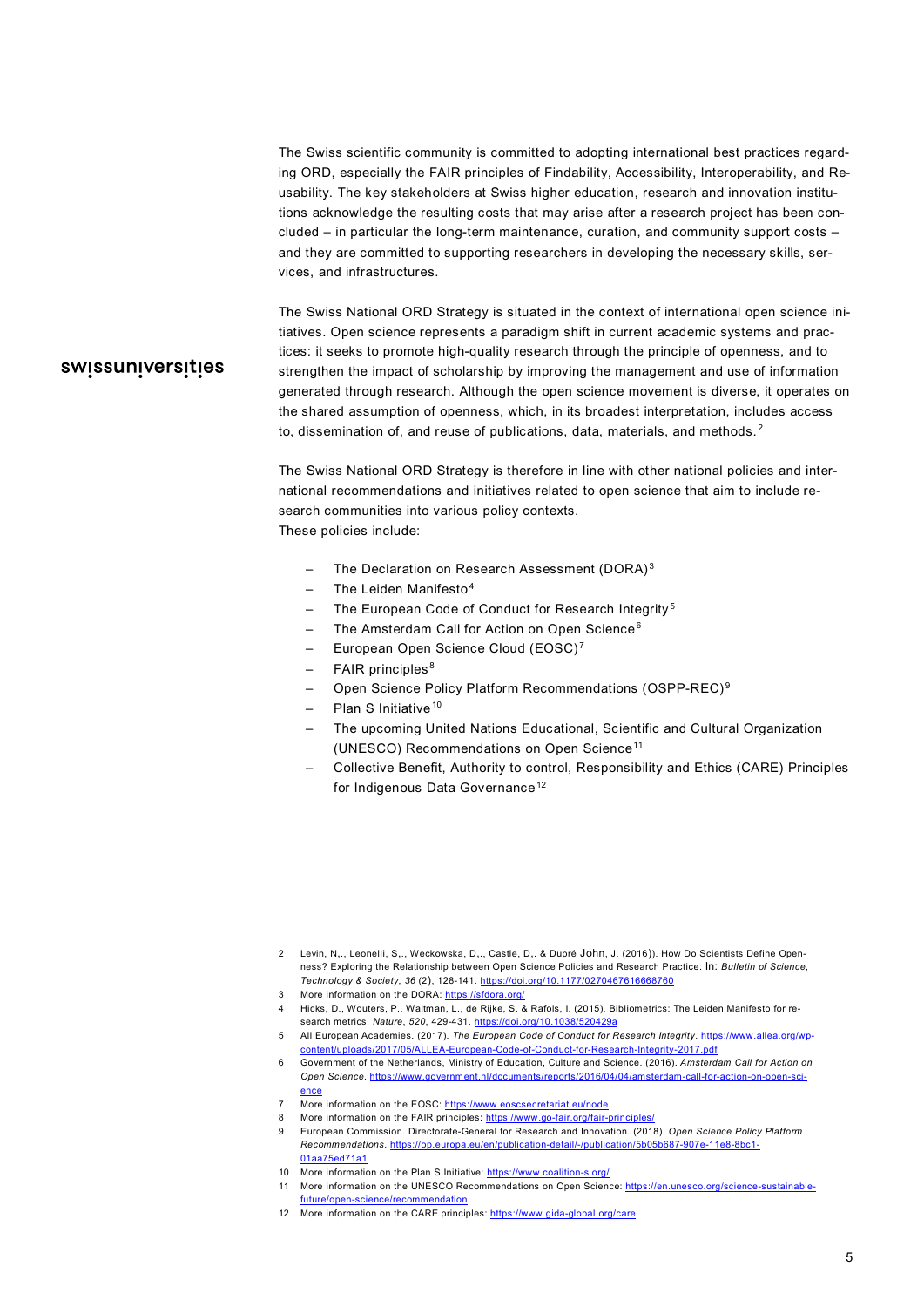The Swiss scientific community is committed to adopting international best practices regarding ORD, especially the FAIR principles of Findability, Accessibility, Interoperability, and Reusability. The key stakeholders at Swiss higher education, research and innovation institutions acknowledge the resulting costs that may arise after a research project has been concluded – in particular the long-term maintenance, curation, and community support costs – and they are committed to supporting researchers in developing the necessary skills, services, and infrastructures.

The Swiss National ORD Strategy is situated in the context of international open science initiatives. Open science represents a paradigm shift in current academic systems and practices: it seeks to promote high-quality research through the principle of openness, and to strengthen the impact of scholarship by improving the management and use of information generated through research. Although the open science movement is diverse, it operates on the shared assumption of openness, which, in its broadest interpretation, includes access to, dissemination of, and reuse of publications, data, materials, and methods.[2]

The Swiss National ORD Strategy is therefore in line with other national policies and international recommendations and initiatives related to open science that aim to include research communities into various policy contexts.
These policies include:

- The Declaration on Research Assessment (DORA)[3]
- The Leiden Manifesto[4]
- The European Code of Conduct for Research Integrity[5]
- The Amsterdam Call for Action on Open Science[6]
- European Open Science Cloud (EOSC)[7]
- FAIR principles[8]
- Open Science Policy Platform Recommendations (OSPP-REC)[9]
- Plan S Initiative[10]
- The upcoming United Nations Educational, Scientific and Cultural Organization (UNESCO) Recommendations on Open Science[11]
- Collective Benefit, Authority to control, Responsibility and Ethics (CARE) Principles for Indigenous Data Governance[12]

---

2 Levin, N,., Leonelli, S,., Weckowska, D,., Castle, D,. & Dupré John, J. (2016)). How Do Scientists Define Openness? Exploring the Relationship between Open Science Policies and Research Practice. In: *Bulletin of Science, Technology & Society, 36* (2), 128-141. https://doi.org/10.1177/0270467616668760

3 More information on the DORA: https://sfdora.org/

4 Hicks, D., Wouters, P., Waltman, L., de Rijke, S. & Rafols, I. (2015). Bibliometrics: The Leiden Manifesto for research metrics. *Nature*, *520*, 429-431. https://doi.org/10.1038/520429a

5 All European Academies. (2017). *The European Code of Conduct for Research Integrity*. https://www.allea.org/wp-content/uploads/2017/05/ALLEA-European-Code-of-Conduct-for-Research-Integrity-2017.pdf

6 Government of the Netherlands, Ministry of Education, Culture and Science. (2016). *Amsterdam Call for Action on Open Science*. https://www.government.nl/documents/reports/2016/04/04/amsterdam-call-for-action-on-open-science

7 More information on the EOSC: https://www.eoscsecretariat.eu/node

8 More information on the FAIR principles: https://www.go-fair.org/fair-principles/

9 European Commission. Directorate-General for Research and Innovation. (2018). *Open Science Policy Platform Recommendations*. https://op.europa.eu/en/publication-detail/-/publication/5b05b687-907e-11e8-8bc1-01aa75ed71a1

10 More information on the Plan S Initiative: https://www.coalition-s.org/

11 More information on the UNESCO Recommendations on Open Science: https://en.unesco.org/science-sustainable-future/open-science/recommendation

12 More information on the CARE principles: https://www.gida-global.org/care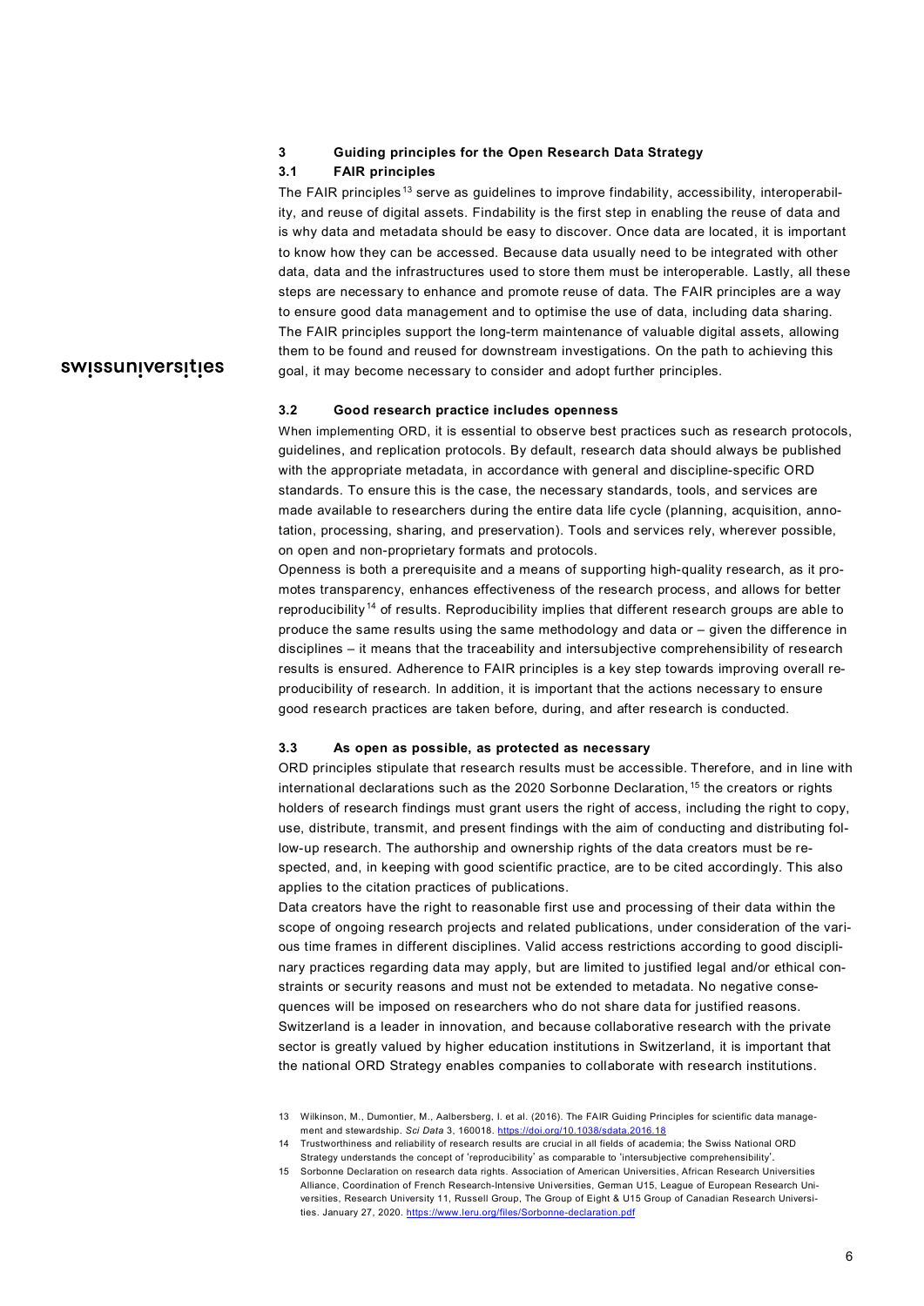## 3 Guiding principles for the Open Research Data Strategy

### 3.1 FAIR principles

The FAIR principles[13] serve as guidelines to improve findability, accessibility, interoperability, and reuse of digital assets. Findability is the first step in enabling the reuse of data and is why data and metadata should be easy to discover. Once data are located, it is important to know how they can be accessed. Because data usually need to be integrated with other data, data and the infrastructures used to store them must be interoperable. Lastly, all these steps are necessary to enhance and promote reuse of data. The FAIR principles are a way to ensure good data management and to optimise the use of data, including data sharing. The FAIR principles support the long-term maintenance of valuable digital assets, allowing them to be found and reused for downstream investigations. On the path to achieving this goal, it may become necessary to consider and adopt further principles.

### 3.2 Good research practice includes openness

When implementing ORD, it is essential to observe best practices such as research protocols, guidelines, and replication protocols. By default, research data should always be published with the appropriate metadata, in accordance with general and discipline-specific ORD standards. To ensure this is the case, the necessary standards, tools, and services are made available to researchers during the entire data life cycle (planning, acquisition, annotation, processing, sharing, and preservation). Tools and services rely, wherever possible, on open and non-proprietary formats and protocols.

Openness is both a prerequisite and a means of supporting high-quality research, as it promotes transparency, enhances effectiveness of the research process, and allows for better reproducibility[14] of results. Reproducibility implies that different research groups are able to produce the same results using the same methodology and data or – given the difference in disciplines – it means that the traceability and intersubjective comprehensibility of research results is ensured. Adherence to FAIR principles is a key step towards improving overall reproducibility of research. In addition, it is important that the actions necessary to ensure good research practices are taken before, during, and after research is conducted.

### 3.3 As open as possible, as protected as necessary

ORD principles stipulate that research results must be accessible. Therefore, and in line with international declarations such as the 2020 Sorbonne Declaration,[15] the creators or rights holders of research findings must grant users the right of access, including the right to copy, use, distribute, transmit, and present findings with the aim of conducting and distributing follow-up research. The authorship and ownership rights of the data creators must be respected, and, in keeping with good scientific practice, are to be cited accordingly. This also applies to the citation practices of publications.

Data creators have the right to reasonable first use and processing of their data within the scope of ongoing research projects and related publications, under consideration of the various time frames in different disciplines. Valid access restrictions according to good disciplinary practices regarding data may apply, but are limited to justified legal and/or ethical constraints or security reasons and must not be extended to metadata. No negative consequences will be imposed on researchers who do not share data for justified reasons.

Switzerland is a leader in innovation, and because collaborative research with the private sector is greatly valued by higher education institutions in Switzerland, it is important that the national ORD Strategy enables companies to collaborate with research institutions.

---

13 Wilkinson, M., Dumontier, M., Aalbersberg, I. et al. (2016). The FAIR Guiding Principles for scientific data management and stewardship. *Sci Data* 3, 160018. https://doi.org/10.1038/sdata.2016.18

14 Trustworthiness and reliability of research results are crucial in all fields of academia; the Swiss National ORD Strategy understands the concept of 'reproducibility' as comparable to 'intersubjective comprehensibility'.

15 Sorbonne Declaration on research data rights. Association of American Universities, African Research Universities Alliance, Coordination of French Research-Intensive Universities, German U15, League of European Research Universities, Research University 11, Russell Group, The Group of Eight & U15 Group of Canadian Research Universities. January 27, 2020. https://www.leru.org/files/Sorbonne-declaration.pdf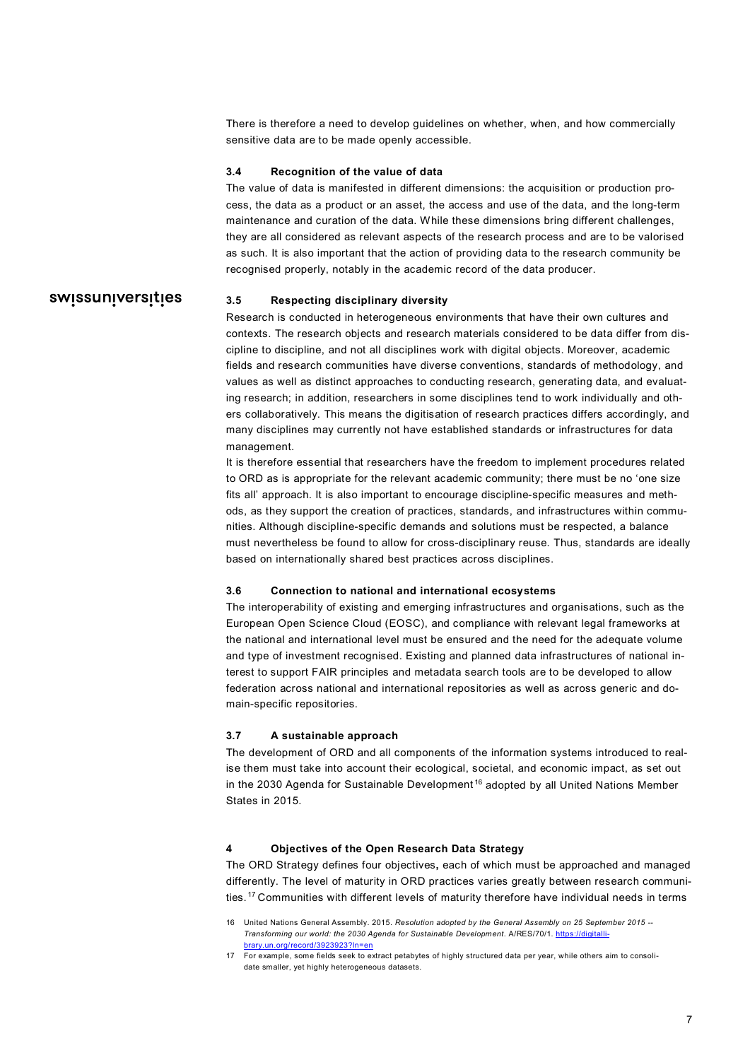There is therefore a need to develop guidelines on whether, when, and how commercially sensitive data are to be made openly accessible.

### 3.4 Recognition of the value of data

The value of data is manifested in different dimensions: the acquisition or production process, the data as a product or an asset, the access and use of the data, and the long-term maintenance and curation of the data. While these dimensions bring different challenges, they are all considered as relevant aspects of the research process and are to be valorised as such. It is also important that the action of providing data to the research community be recognised properly, notably in the academic record of the data producer.

### 3.5 Respecting disciplinary diversity

Research is conducted in heterogeneous environments that have their own cultures and contexts. The research objects and research materials considered to be data differ from discipline to discipline, and not all disciplines work with digital objects. Moreover, academic fields and research communities have diverse conventions, standards of methodology, and values as well as distinct approaches to conducting research, generating data, and evaluating research; in addition, researchers in some disciplines tend to work individually and others collaboratively. This means the digitisation of research practices differs accordingly, and many disciplines may currently not have established standards or infrastructures for data management.

It is therefore essential that researchers have the freedom to implement procedures related to ORD as is appropriate for the relevant academic community; there must be no 'one size fits all' approach. It is also important to encourage discipline-specific measures and methods, as they support the creation of practices, standards, and infrastructures within communities. Although discipline-specific demands and solutions must be respected, a balance must nevertheless be found to allow for cross-disciplinary reuse. Thus, standards are ideally based on internationally shared best practices across disciplines.

### 3.6 Connection to national and international ecosystems

The interoperability of existing and emerging infrastructures and organisations, such as the European Open Science Cloud (EOSC), and compliance with relevant legal frameworks at the national and international level must be ensured and the need for the adequate volume and type of investment recognised. Existing and planned data infrastructures of national interest to support FAIR principles and metadata search tools are to be developed to allow federation across national and international repositories as well as across generic and domain-specific repositories.

### 3.7 A sustainable approach

The development of ORD and all components of the information systems introduced to realise them must take into account their ecological, societal, and economic impact, as set out in the 2030 Agenda for Sustainable Development[16] adopted by all United Nations Member States in 2015.

## 4 Objectives of the Open Research Data Strategy

The ORD Strategy defines four objectives**,** each of which must be approached and managed differently. The level of maturity in ORD practices varies greatly between research communities.[17] Communities with different levels of maturity therefore have individual needs in terms

---

16 United Nations General Assembly. 2015. *Resolution adopted by the General Assembly on 25 September 2015 -- Transforming our world: the 2030 Agenda for Sustainable Development*. A/RES/70/1. https://digitallibrary.un.org/record/3923923?ln=en

17 For example, some fields seek to extract petabytes of highly structured data per year, while others aim to consolidate smaller, yet highly heterogeneous datasets.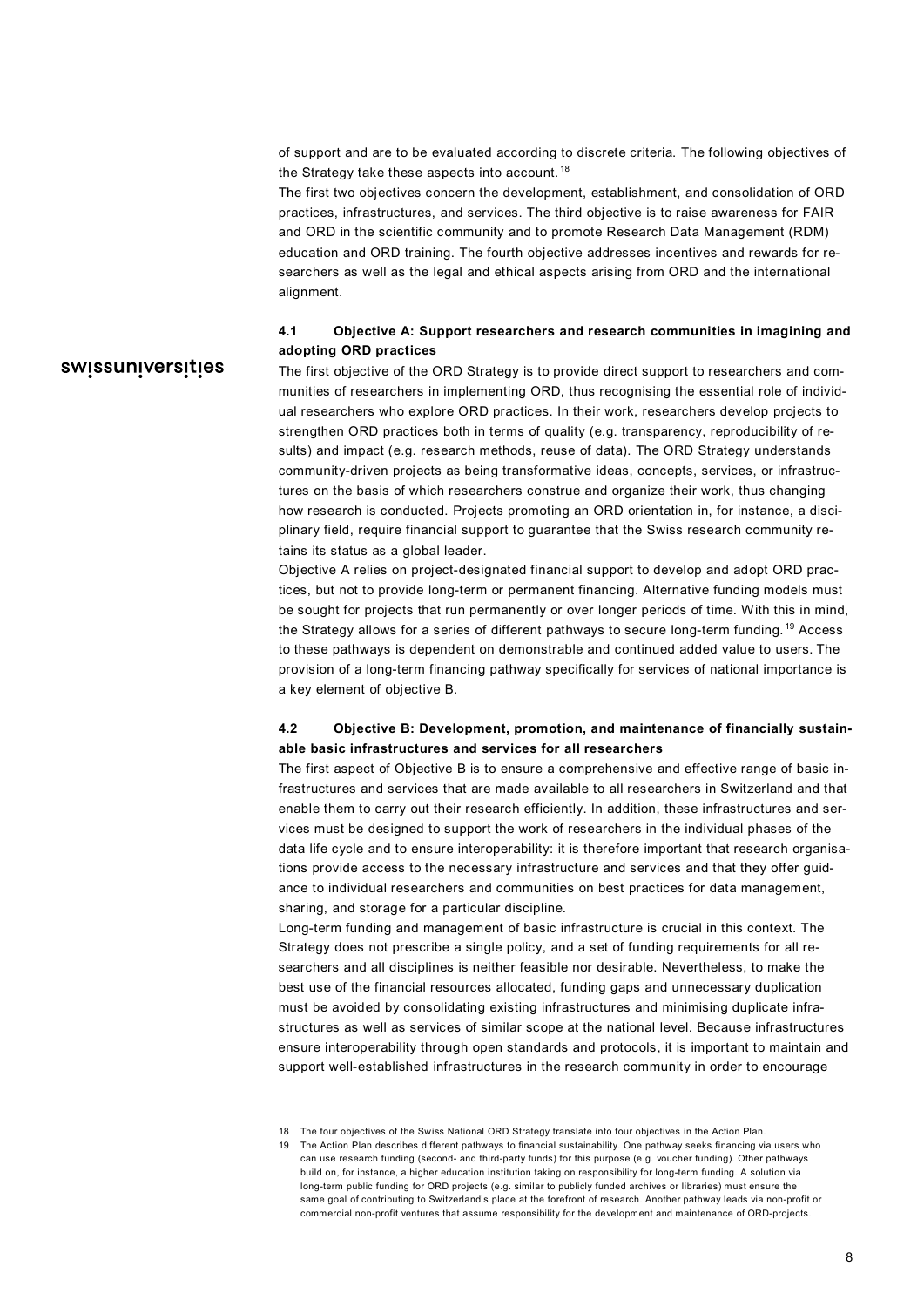of support and are to be evaluated according to discrete criteria. The following objectives of the Strategy take these aspects into account.[18]

The first two objectives concern the development, establishment, and consolidation of ORD practices, infrastructures, and services. The third objective is to raise awareness for FAIR and ORD in the scientific community and to promote Research Data Management (RDM) education and ORD training. The fourth objective addresses incentives and rewards for researchers as well as the legal and ethical aspects arising from ORD and the international alignment.

### 4.1 Objective A: Support researchers and research communities in imagining and adopting ORD practices

The first objective of the ORD Strategy is to provide direct support to researchers and communities of researchers in implementing ORD, thus recognising the essential role of individual researchers who explore ORD practices. In their work, researchers develop projects to strengthen ORD practices both in terms of quality (e.g. transparency, reproducibility of results) and impact (e.g. research methods, reuse of data). The ORD Strategy understands community-driven projects as being transformative ideas, concepts, services, or infrastructures on the basis of which researchers construe and organize their work, thus changing how research is conducted. Projects promoting an ORD orientation in, for instance, a disciplinary field, require financial support to guarantee that the Swiss research community retains its status as a global leader.

Objective A relies on project-designated financial support to develop and adopt ORD practices, but not to provide long-term or permanent financing. Alternative funding models must be sought for projects that run permanently or over longer periods of time. With this in mind, the Strategy allows for a series of different pathways to secure long-term funding.[19] Access to these pathways is dependent on demonstrable and continued added value to users. The provision of a long-term financing pathway specifically for services of national importance is a key element of objective B.

### 4.2 Objective B: Development, promotion, and maintenance of financially sustainable basic infrastructures and services for all researchers

The first aspect of Objective B is to ensure a comprehensive and effective range of basic infrastructures and services that are made available to all researchers in Switzerland and that enable them to carry out their research efficiently. In addition, these infrastructures and services must be designed to support the work of researchers in the individual phases of the data life cycle and to ensure interoperability: it is therefore important that research organisations provide access to the necessary infrastructure and services and that they offer guidance to individual researchers and communities on best practices for data management, sharing, and storage for a particular discipline.

Long-term funding and management of basic infrastructure is crucial in this context. The Strategy does not prescribe a single policy, and a set of funding requirements for all researchers and all disciplines is neither feasible nor desirable. Nevertheless, to make the best use of the financial resources allocated, funding gaps and unnecessary duplication must be avoided by consolidating existing infrastructures and minimising duplicate infrastructures as well as services of similar scope at the national level. Because infrastructures ensure interoperability through open standards and protocols, it is important to maintain and support well-established infrastructures in the research community in order to encourage

---

18 The four objectives of the Swiss National ORD Strategy translate into four objectives in the Action Plan.

19 The Action Plan describes different pathways to financial sustainability. One pathway seeks financing via users who can use research funding (second- and third-party funds) for this purpose (e.g. voucher funding). Other pathways build on, for instance, a higher education institution taking on responsibility for long-term funding. A solution via long-term public funding for ORD projects (e.g. similar to publicly funded archives or libraries) must ensure the same goal of contributing to Switzerland's place at the forefront of research. Another pathway leads via non-profit or commercial non-profit ventures that assume responsibility for the development and maintenance of ORD-projects.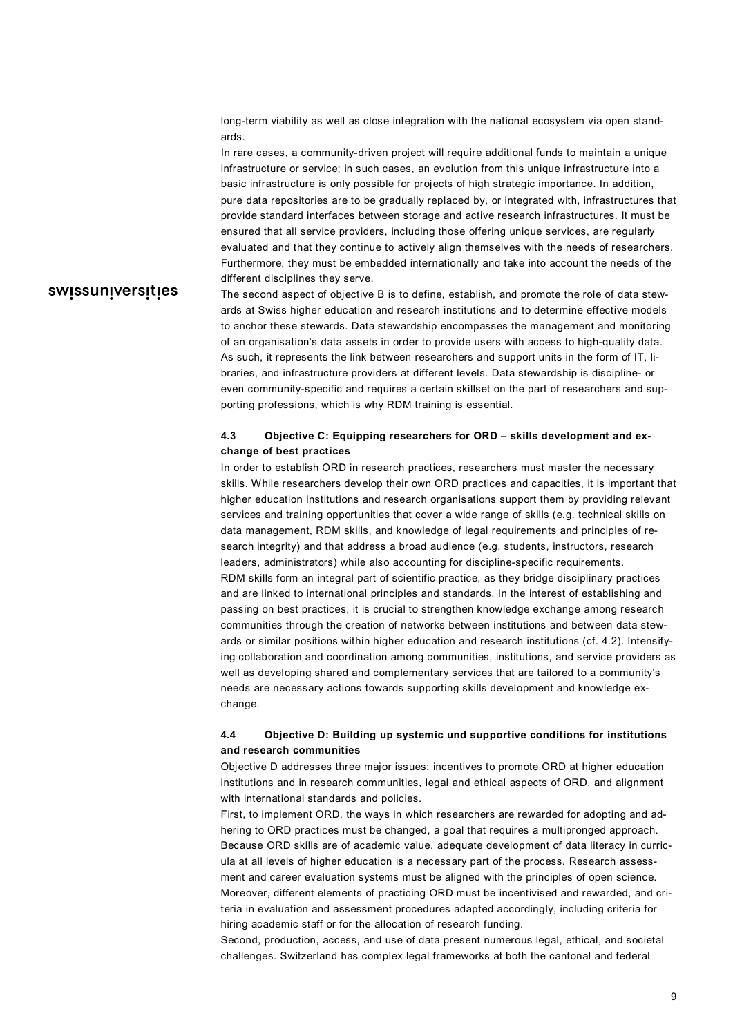long-term viability as well as close integration with the national ecosystem via open standards.

In rare cases, a community-driven project will require additional funds to maintain a unique infrastructure or service; in such cases, an evolution from this unique infrastructure into a basic infrastructure is only possible for projects of high strategic importance. In addition, pure data repositories are to be gradually replaced by, or integrated with, infrastructures that provide standard interfaces between storage and active research infrastructures. It must be ensured that all service providers, including those offering unique services, are regularly evaluated and that they continue to actively align themselves with the needs of researchers. Furthermore, they must be embedded internationally and take into account the needs of the different disciplines they serve.

The second aspect of objective B is to define, establish, and promote the role of data stewards at Swiss higher education and research institutions and to determine effective models to anchor these stewards. Data stewardship encompasses the management and monitoring of an organisation's data assets in order to provide users with access to high-quality data. As such, it represents the link between researchers and support units in the form of IT, libraries, and infrastructure providers at different levels. Data stewardship is discipline- or even community-specific and requires a certain skillset on the part of researchers and supporting professions, which is why RDM training is essential.

### 4.3 Objective C: Equipping researchers for ORD – skills development and exchange of best practices

In order to establish ORD in research practices, researchers must master the necessary skills. While researchers develop their own ORD practices and capacities, it is important that higher education institutions and research organisations support them by providing relevant services and training opportunities that cover a wide range of skills (e.g. technical skills on data management, RDM skills, and knowledge of legal requirements and principles of research integrity) and that address a broad audience (e.g. students, instructors, research leaders, administrators) while also accounting for discipline-specific requirements.

RDM skills form an integral part of scientific practice, as they bridge disciplinary practices and are linked to international principles and standards. In the interest of establishing and passing on best practices, it is crucial to strengthen knowledge exchange among research communities through the creation of networks between institutions and between data stewards or similar positions within higher education and research institutions (cf. 4.2). Intensifying collaboration and coordination among communities, institutions, and service providers as well as developing shared and complementary services that are tailored to a community's needs are necessary actions towards supporting skills development and knowledge exchange.

### 4.4 Objective D: Building up systemic und supportive conditions for institutions and research communities

Objective D addresses three major issues: incentives to promote ORD at higher education institutions and in research communities, legal and ethical aspects of ORD, and alignment with international standards and policies.

First, to implement ORD, the ways in which researchers are rewarded for adopting and adhering to ORD practices must be changed, a goal that requires a multipronged approach. Because ORD skills are of academic value, adequate development of data literacy in curricula at all levels of higher education is a necessary part of the process. Research assessment and career evaluation systems must be aligned with the principles of open science. Moreover, different elements of practicing ORD must be incentivised and rewarded, and criteria in evaluation and assessment procedures adapted accordingly, including criteria for hiring academic staff or for the allocation of research funding.

Second, production, access, and use of data present numerous legal, ethical, and societal challenges. Switzerland has complex legal frameworks at both the cantonal and federal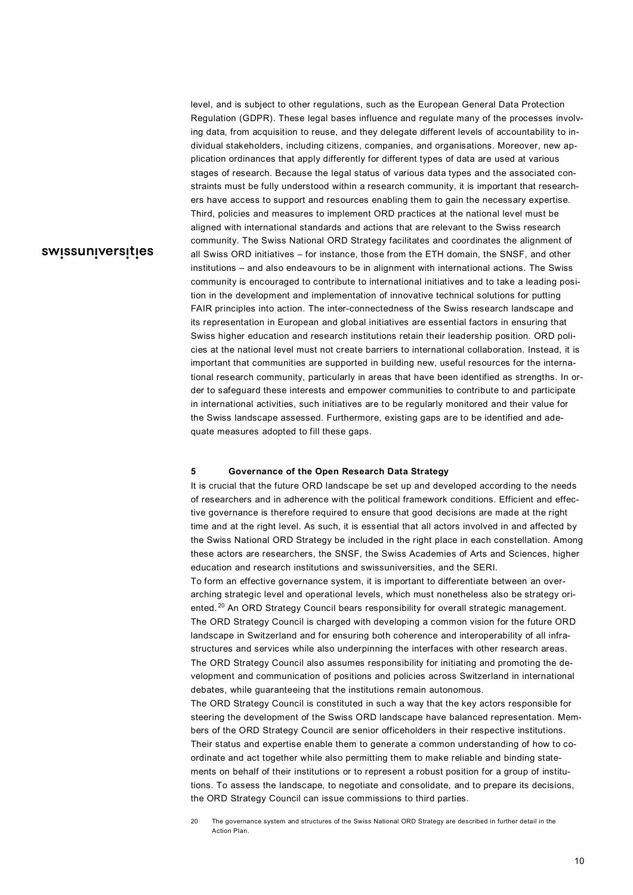level, and is subject to other regulations, such as the European General Data Protection Regulation (GDPR). These legal bases influence and regulate many of the processes involving data, from acquisition to reuse, and they delegate different levels of accountability to individual stakeholders, including citizens, companies, and organisations. Moreover, new application ordinances that apply differently for different types of data are used at various stages of research. Because the legal status of various data types and the associated constraints must be fully understood within a research community, it is important that researchers have access to support and resources enabling them to gain the necessary expertise. Third, policies and measures to implement ORD practices at the national level must be aligned with international standards and actions that are relevant to the Swiss research community. The Swiss National ORD Strategy facilitates and coordinates the alignment of all Swiss ORD initiatives – for instance, those from the ETH domain, the SNSF, and other institutions – and also endeavours to be in alignment with international actions. The Swiss community is encouraged to contribute to international initiatives and to take a leading position in the development and implementation of innovative technical solutions for putting FAIR principles into action. The inter-connectedness of the Swiss research landscape and its representation in European and global initiatives are essential factors in ensuring that Swiss higher education and research institutions retain their leadership position. ORD policies at the national level must not create barriers to international collaboration. Instead, it is important that communities are supported in building new, useful resources for the international research community, particularly in areas that have been identified as strengths. In order to safeguard these interests and empower communities to contribute to and participate in international activities, such initiatives are to be regularly monitored and their value for the Swiss landscape assessed. Furthermore, existing gaps are to be identified and adequate measures adopted to fill these gaps.

## 5 Governance of the Open Research Data Strategy

It is crucial that the future ORD landscape be set up and developed according to the needs of researchers and in adherence with the political framework conditions. Efficient and effective governance is therefore required to ensure that good decisions are made at the right time and at the right level. As such, it is essential that all actors involved in and affected by the Swiss National ORD Strategy be included in the right place in each constellation. Among these actors are researchers, the SNSF, the Swiss Academies of Arts and Sciences, higher education and research institutions and swissuniversities, and the SERI.

To form an effective governance system, it is important to differentiate between an overarching strategic level and operational levels, which must nonetheless also be strategy oriented.[20] An ORD Strategy Council bears responsibility for overall strategic management. The ORD Strategy Council is charged with developing a common vision for the future ORD landscape in Switzerland and for ensuring both coherence and interoperability of all infrastructures and services while also underpinning the interfaces with other research areas. The ORD Strategy Council also assumes responsibility for initiating and promoting the development and communication of positions and policies across Switzerland in international debates, while guaranteeing that the institutions remain autonomous.

The ORD Strategy Council is constituted in such a way that the key actors responsible for steering the development of the Swiss ORD landscape have balanced representation. Members of the ORD Strategy Council are senior officeholders in their respective institutions. Their status and expertise enable them to generate a common understanding of how to coordinate and act together while also permitting them to make reliable and binding statements on behalf of their institutions or to represent a robust position for a group of institutions. To assess the landscape, to negotiate and consolidate, and to prepare its decisions, the ORD Strategy Council can issue commissions to third parties.

20 The governance system and structures of the Swiss National ORD Strategy are described in further detail in the Action Plan.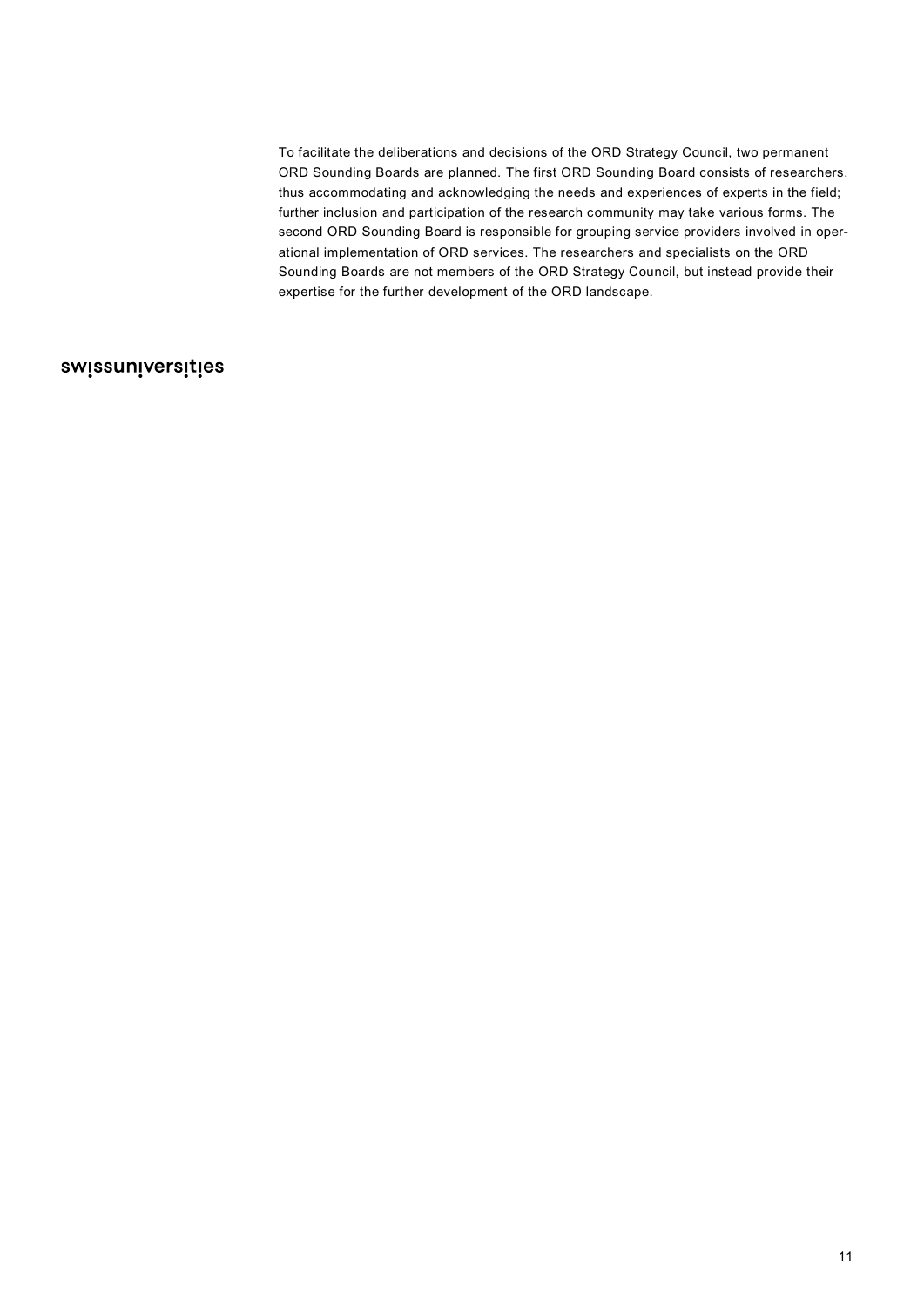To facilitate the deliberations and decisions of the ORD Strategy Council, two permanent ORD Sounding Boards are planned. The first ORD Sounding Board consists of researchers, thus accommodating and acknowledging the needs and experiences of experts in the field; further inclusion and participation of the research community may take various forms. The second ORD Sounding Board is responsible for grouping service providers involved in operational implementation of ORD services. The researchers and specialists on the ORD Sounding Boards are not members of the ORD Strategy Council, but instead provide their expertise for the further development of the ORD landscape.

swissuniversities